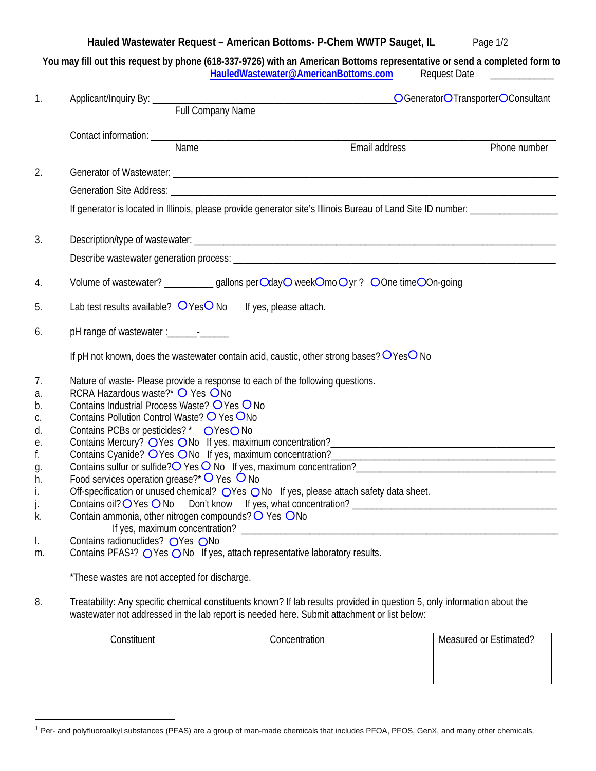# Hauled Wastewater Request – American Bottoms- P-Chem WWTP Sauget, IL

**You may fill out this request by phone (618-337-9726) with an American Bottoms representative or send a completed form to [HauledWastewater@AmericanBottoms.com](mailto:HauledWastewater@AmericanBottoms.com)** Request Date ____________

1. Applicant/Inquiry By: ______________________________________________ ○ Generator ○ Transporter ○ Consultant
   Full Company Name

   Contact information: ________________________________________________________________
   Name — Email address — Phone number

2. Generator of Wastewater: ________________________________________________________________

   Generation Site Address: ________________________________________________________________

   If generator is located in Illinois, please provide generator site's Illinois Bureau of Land Site ID number: _______________

3. Description/type of wastewater: ________________________________________________________________

   Describe wastewater generation process: ________________________________________________________________

4. Volume of wastewater? _________ gallons per ○ day ○ week ○ mo ○ yr ? ○ One time ○ On-going

5. Lab test results available? ○ Yes ○ No   If yes, please attach.

6. pH range of wastewater :______-______

   If pH not known, does the wastewater contain acid, caustic, other strong bases? ○ Yes ○ No

7. Nature of waste- Please provide a response to each of the following questions.

   a. RCRA Hazardous waste?* ○ Yes ○ No
   b. Contains Industrial Process Waste? ○ Yes ○ No
   c. Contains Pollution Control Waste? ○ Yes ○ No
   d. Contains PCBs or pesticides? * ○ Yes ○ No
   e. Contains Mercury? ○ Yes ○ No If yes, maximum concentration?____________________________________
   f. Contains Cyanide? ○ Yes ○ No If yes, maximum concentration?____________________________________
   g. Contains sulfur or sulfide? ○ Yes ○ No If yes, maximum concentration?________________________________
   h. Food services operation grease?* ○ Yes ○ No
   i. Off-specification or unused chemical? ○ Yes ○ No If yes, please attach safety data sheet.
   j. Contains oil? ○ Yes ○ No Don't know If yes, what concentration? ______________________________
   k. Contain ammonia, other nitrogen compounds? ○ Yes ○ No
      If yes, maximum concentration? ________________________________________________
   l. Contains radionuclides? ○ Yes ○ No
   m. Contains PFAS[1]? ○ Yes ○ No If yes, attach representative laboratory results.

   *These wastes are not accepted for discharge.

8. Treatability: Any specific chemical constituents known? If lab results provided in question 5, only information about the wastewater not addressed in the lab report is needed here. Submit attachment or list below:

| Constituent | Concentration | Measured or Estimated? |
|---|---|---|
| | | |
| | | |
| | | |

[1] Per- and polyfluoroalkyl substances (PFAS) are a group of man-made chemicals that includes PFOA, PFOS, GenX, and many other chemicals.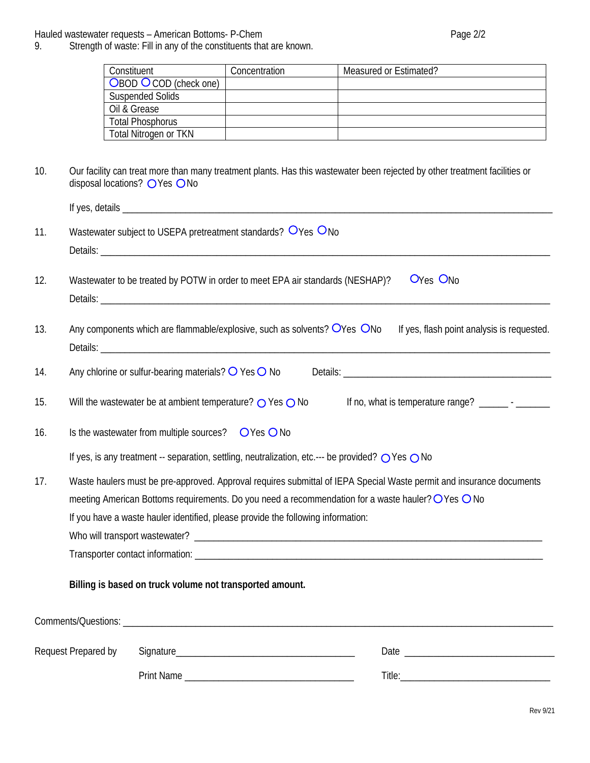9. Strength of waste: Fill in any of the constituents that are known.

| Constituent | Concentration | Measured or Estimated? |
|---|---|---|
| ○BOD ○COD (check one) | | |
| Suspended Solids | | |
| Oil & Grease | | |
| Total Phosphorus | | |
| Total Nitrogen or TKN | | |

10. Our facility can treat more than many treatment plants. Has this wastewater been rejected by other treatment facilities or disposal locations? ○Yes ○No

    If yes, details ______________________________________________________________________________

11. Wastewater subject to USEPA pretreatment standards? ○Yes ○No

    Details: ______________________________________________________________________________

12. Wastewater to be treated by POTW in order to meet EPA air standards (NESHAP)? ○Yes ○No

    Details: ______________________________________________________________________________

13. Any components which are flammable/explosive, such as solvents? ○Yes ○No If yes, flash point analysis is requested.

    Details: ______________________________________________________________________________

14. Any chlorine or sulfur-bearing materials? ○ Yes ○ No Details: ________________________________________

15. Will the wastewater be at ambient temperature? ○ Yes ○ No If no, what is temperature range? ______ - _______

16. Is the wastewater from multiple sources? ○Yes ○No

    If yes, is any treatment -- separation, settling, neutralization, etc.--- be provided? ○ Yes ○ No

17. Waste haulers must be pre-approved. Approval requires submittal of IEPA Special Waste permit and insurance documents meeting American Bottoms requirements. Do you need a recommendation for a waste hauler? ○Yes ○ No

    If you have a waste hauler identified, please provide the following information:

    Who will transport wastewater? ______________________________________________________________

    Transporter contact information: ______________________________________________________________

    **Billing is based on truck volume not transported amount.**

Comments/Questions: ______________________________________________________________________________

Request Prepared by Signature____________________________________ Date ______________________________

Print Name __________________________________ Title:______________________________

Rev 9/21